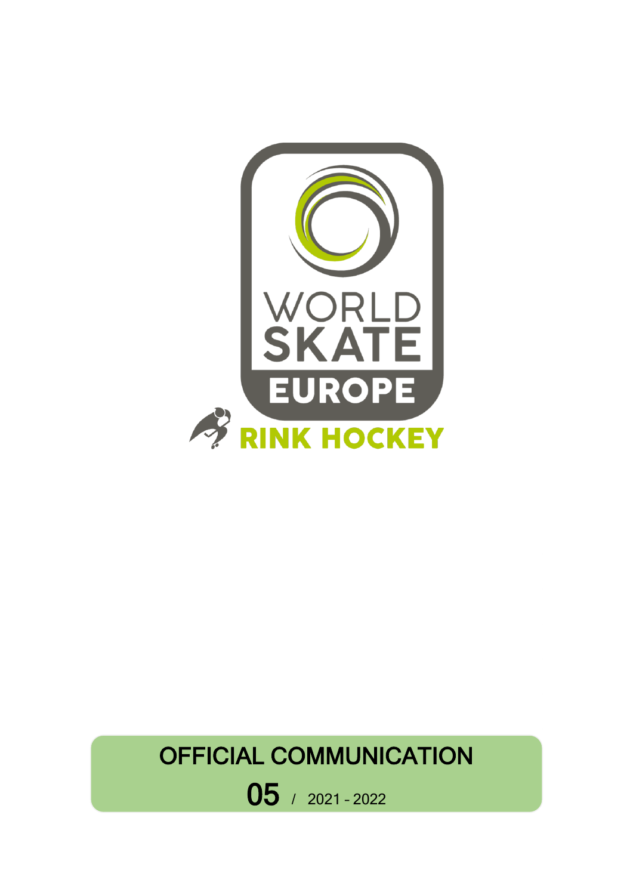WORLD SKATE EUROPE

RINK HOCKEY

# OFFICIAL COMMUNICATION

**05** / 2021 - 2022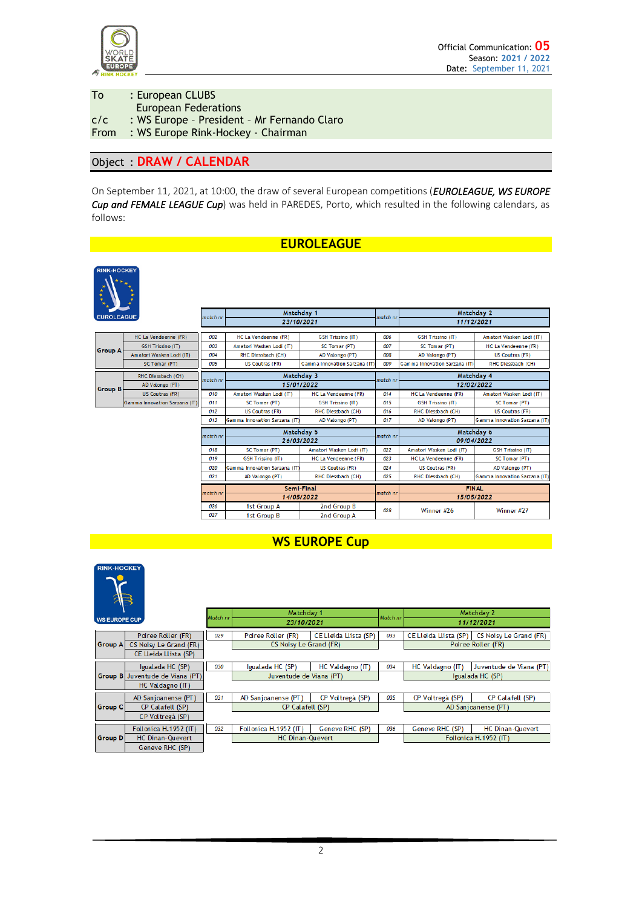Official Communication: **05**
Season: 2021 / 2022
Date: September 11, 2021

| | |
|---|---|
| To | : European CLUBS<br>European Federations |
| c/c | : WS Europe - President - Mr Fernando Claro |
| From | : WS Europe Rink-Hockey - Chairman |

## Object : DRAW / CALENDAR

On September 11, 2021, at 10:00, the draw of several European competitions (***EUROLEAGUE, WS EUROPE Cup and FEMALE LEAGUE Cup***) was held in PAREDES, Porto, which resulted in the following calendars, as follows:

## EUROLEAGUE

| Group A |
|---|
| HC La Vendeenne (FR) |
| GSH Trissino (IT) |
| Amatori Wasken Lodi (IT) |
| SC Tomar (PT) |

| Group B |
|---|
| RHC Diessbach (CH) |
| AD Valongo (PT) |
| US Coutras (FR) |
| Gamma Innovation Sarzana (IT) |

| match nr | Matchday 1 – 23/10/2021 | | match nr | Matchday 2 – 11/12/2021 | |
|---|---|---|---|---|---|
| 002 | HC La Vendeenne (FR) | GSH Trissino (IT) | 006 | GSH Trissino (IT) | Amatori Wasken Lodi (IT) |
| 003 | Amatori Wasken Lodi (IT) | SC Tomar (PT) | 007 | SC Tomar (PT) | HC La Vendeenne (FR) |
| 004 | RHC Diessbach (CH) | AD Valongo (PT) | 008 | AD Valongo (PT) | US Coutras (FR) |
| 005 | US Coutras (FR) | Gamma Innovation Sarzana (IT) | 009 | Gamma Innovation Sarzana (IT) | RHC Diessbach (CH) |

| match nr | Matchday 3 – 15/01/2022 | | match nr | Matchday 4 – 12/02/2022 | |
|---|---|---|---|---|---|
| 010 | Amatori Wasken Lodi (IT) | HC La Vendeenne (FR) | 014 | HC La Vendeenne (FR) | Amatori Wasken Lodi (IT) |
| 011 | SC Tomar (PT) | GSH Trissino (IT) | 015 | GSH Trissino (IT) | SC Tomar (PT) |
| 012 | US Coutras (FR) | RHC Diessbach (CH) | 016 | RHC Diessbach (CH) | US Coutras (FR) |
| 013 | Gamma Innovation Sarzana (IT) | AD Valongo (PT) | 017 | AD Valongo (PT) | Gamma Innovation Sarzana (IT) |

| match nr | Matchday 5 – 26/03/2022 | | match nr | Matchday 6 – 09/04/2022 | |
|---|---|---|---|---|---|
| 018 | SC Tomar (PT) | Amatori Wasken Lodi (IT) | 022 | Amatori Wasken Lodi (IT) | GSH Trissino (IT) |
| 019 | GSH Trissino (IT) | HC La Vendeenne (FR) | 023 | HC La Vendeenne (FR) | SC Tomar (PT) |
| 020 | Gamma Innovation Sarzana (IT) | US Coutras (FR) | 024 | US Coutras (FR) | AD Valongo (PT) |
| 021 | AD Valongo (PT) | RHC Diessbach (CH) | 025 | RHC Diessbach (CH) | Gamma Innovation Sarzana (IT) |

| match nr | Semi-Final – 14/05/2022 | | match nr | FINAL – 15/05/2022 | |
|---|---|---|---|---|---|
| 026 | 1st Group A | 2nd Group B | 028 | Winner #26 | Winner #27 |
| 027 | 1st Group B | 2nd Group A | | | |

## WS EUROPE Cup

| Group | Teams |
|---|---|
| Group A | Poiree Roller (FR)<br>CS Noisy Le Grand (FR)<br>CE Lleida Llista (SP) |
| Group B | Igualada HC (SP)<br>Juventude de Viana (PT)<br>HC Valdagno (IT) |
| Group C | AD Sanjoanense (PT)<br>CP Calafell (SP)<br>CP Voltregà (SP) |
| Group D | Follonica H.1952 (IT)<br>HC Dinan-Quevert<br>Geneve RHC (SP) |

| Match nr | Matchday 1 – 23/10/2021 | | Match nr | Matchday 2 – 11/12/2021 | |
|---|---|---|---|---|---|
| 029 | Poiree Roller (FR) | CE Lleida Llista (SP) | 033 | CE Lleida Llista (SP) | CS Noisy Le Grand (FR) |
| | CS Noisy Le Grand (FR) | | | Poiree Roller (FR) | |
| 030 | Igualada HC (SP) | HC Valdagno (IT) | 034 | HC Valdagno (IT) | Juventude de Viana (PT) |
| | Juventude de Viana (PT) | | | Igualada HC (SP) | |
| 031 | AD Sanjoanense (PT) | CP Voltrega (SP) | 035 | CP Voltrega (SP) | CP Calafell (SP) |
| | CP Calafell (SP) | | | AD Sanjoanense (PT) | |
| 032 | Follonica H.1952 (IT) | Geneve RHC (SP) | 036 | Geneve RHC (SP) | HC Dinan-Quevert |
| | HC Dinan-Quevert | | | Follonica H.1952 (IT) | |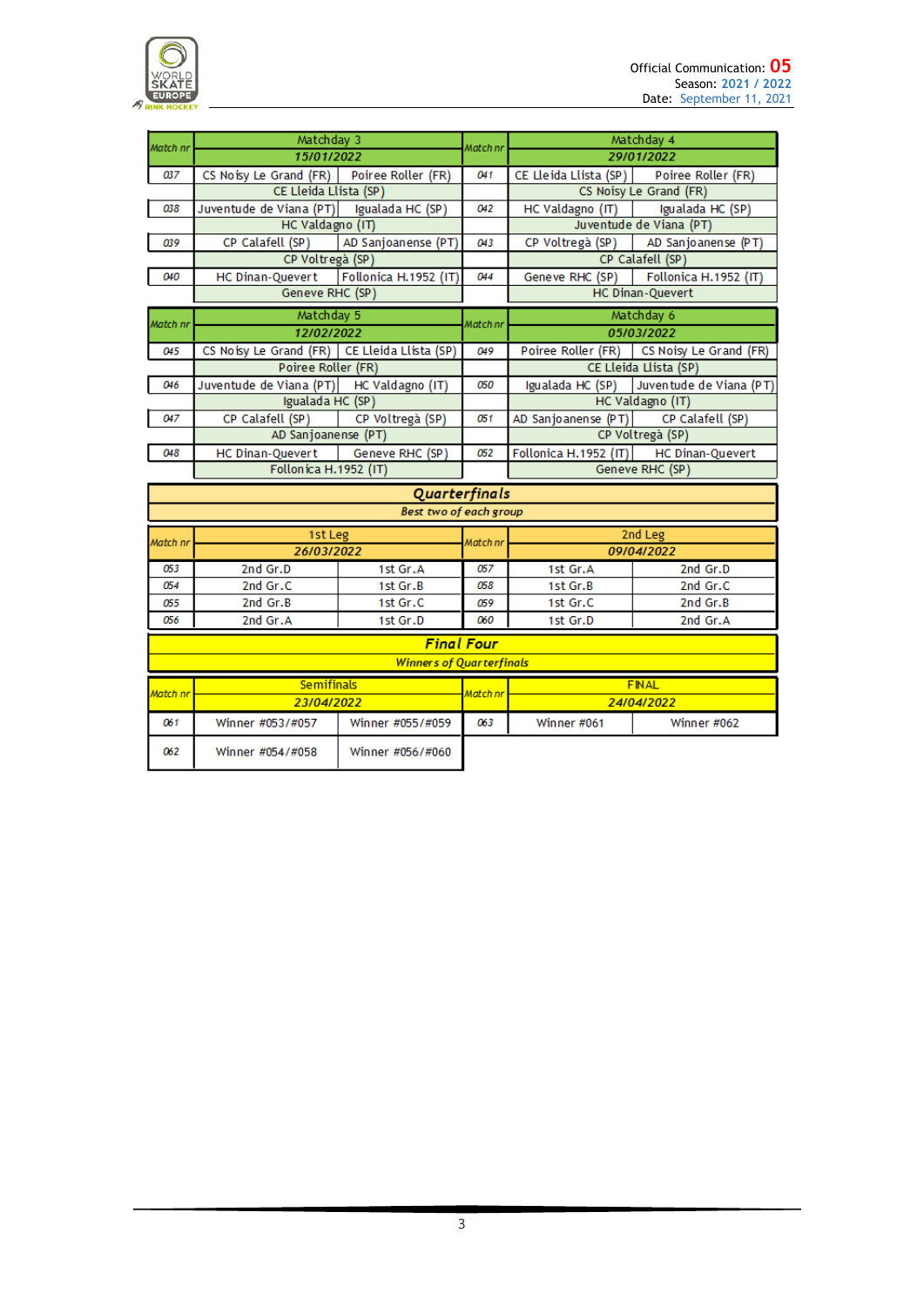Official Communication: 05
Season: 2021 / 2022
Date: September 11, 2021

| Match nr | Matchday 3 15/01/2022 | | Match nr | Matchday 4 29/01/2022 | |
|---|---|---|---|---|---|
| 037 | CS Noisy Le Grand (FR) | Poiree Roller (FR) | 041 | CE Lleida Llista (SP) | Poiree Roller (FR) |
| | CE Lleida Llista (SP) | | | CS Noisy Le Grand (FR) | |
| 038 | Juventude de Viana (PT) | Igualada HC (SP) | 042 | HC Valdagno (IT) | Igualada HC (SP) |
| | HC Valdagno (IT) | | | Juventude de Viana (PT) | |
| 039 | CP Calafell (SP) | AD Sanjoanense (PT) | 043 | CP Voltregà (SP) | AD Sanjoanense (PT) |
| | CP Voltregà (SP) | | | CP Calafell (SP) | |
| 040 | HC Dinan-Quevert | Follonica H.1952 (IT) | 044 | Geneve RHC (SP) | Follonica H.1952 (IT) |
| | Geneve RHC (SP) | | | HC Dinan-Quevert | |

| Match nr | Matchday 5 12/02/2022 | | Match nr | Matchday 6 05/03/2022 | |
|---|---|---|---|---|---|
| 045 | CS Noisy Le Grand (FR) | CE Lleida Llista (SP) | 049 | Poiree Roller (FR) | CS Noisy Le Grand (FR) |
| | Poiree Roller (FR) | | | CE Lleida Llista (SP) | |
| 046 | Juventude de Viana (PT) | HC Valdagno (IT) | 050 | Igualada HC (SP) | Juventude de Viana (PT) |
| | Igualada HC (SP) | | | HC Valdagno (IT) | |
| 047 | CP Calafell (SP) | CP Voltregà (SP) | 051 | AD Sanjoanense (PT) | CP Calafell (SP) |
| | AD Sanjoanense (PT) | | | CP Voltregà (SP) | |
| 048 | HC Dinan-Quevert | Geneve RHC (SP) | 052 | Follonica H.1952 (IT) | HC Dinan-Quevert |
| | Follonica H.1952 (IT) | | | Geneve RHC (SP) | |

## *Quarterfinals*

***Best two of each group***

| Match nr | 1st Leg 26/03/2022 | | Match nr | 2nd Leg 09/04/2022 | |
|---|---|---|---|---|---|
| 053 | 2nd Gr.D | 1st Gr.A | 057 | 1st Gr.A | 2nd Gr.D |
| 054 | 2nd Gr.C | 1st Gr.B | 058 | 1st Gr.B | 2nd Gr.C |
| 055 | 2nd Gr.B | 1st Gr.C | 059 | 1st Gr.C | 2nd Gr.B |
| 056 | 2nd Gr.A | 1st Gr.D | 060 | 1st Gr.D | 2nd Gr.A |

## *Final Four*

***Winners of Quarterfinals***

| Match nr | Semifinals 23/04/2022 | | Match nr | FINAL 24/04/2022 | |
|---|---|---|---|---|---|
| 061 | Winner #053/#057 | Winner #055/#059 | 063 | Winner #061 | Winner #062 |
| 062 | Winner #054/#058 | Winner #056/#060 | | | |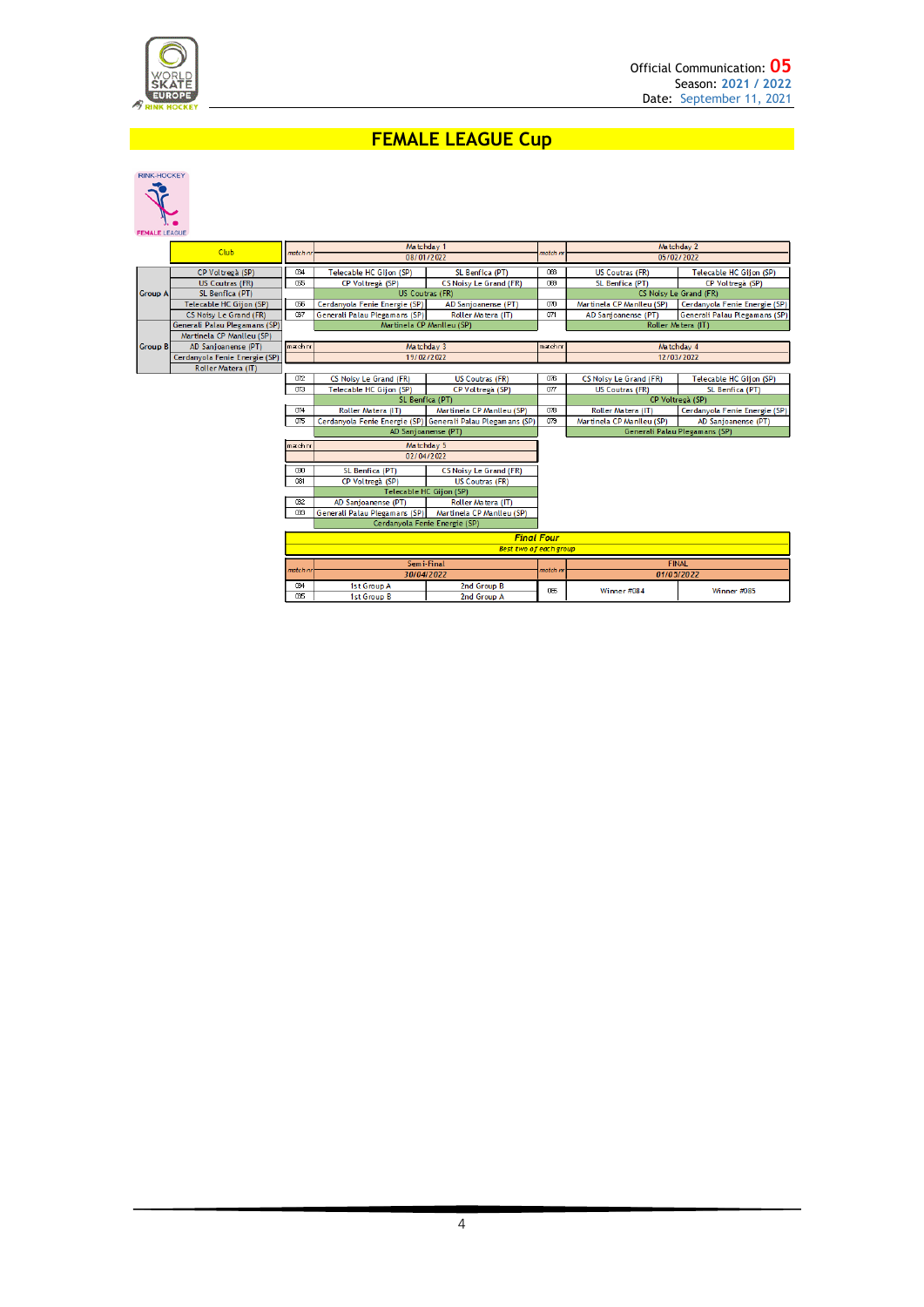Official Communication: 05
Season: 2021 / 2022
Date: September 11, 2021

# FEMALE LEAGUE Cup

| Group | Club |
|---|---|
| Group A | CP Voltregà (SP) |
| | US Coutras (FR) |
| | SL Benfica (PT) |
| | Telecable HC Gijon (SP) |
| | CS Noisy Le Grand (FR) |
| Group B | Generali Palau Plegamans (SP) |
| | Martinela CP Manlleu (SP) |
| | AD Sanjoanense (PT) |
| | Cerdanyola Fenie Energie (SP) |
| | Roller Matera (IT) |

| match nr | Matchday 1 – 08/01/2022 | | match nr | Matchday 2 – 05/02/2022 | |
|---|---|---|---|---|---|
| 064 | Telecable HC Gijon (SP) | SL Benfica (PT) | 068 | US Coutras (FR) | Telecable HC Gijon (SP) |
| 065 | CP Voltregà (SP) | CS Noisy Le Grand (FR) | 069 | SL Benfica (PT) | CP Voltregà (SP) |
| | US Coutras (FR) | | | CS Noisy Le Grand (FR) | |
| 066 | Cerdanyola Fenie Energie (SP) | AD Sanjoanense (PT) | 070 | Martinela CP Manlleu (SP) | Cerdanyola Fenie Energie (SP) |
| 067 | Generali Palau Plegamans (SP) | Roller Matera (IT) | 071 | AD Sanjoanense (PT) | Generali Palau Plegamans (SP) |
| | Martinela CP Manlleu (SP) | | | Roller Matera (IT) | |

| match nr | Matchday 3 – 19/02/2022 | | match nr | Matchday 4 – 12/03/2022 | |
|---|---|---|---|---|---|
| 072 | CS Noisy Le Grand (FR) | US Coutras (FR) | 076 | CS Noisy Le Grand (FR) | Telecable HC Gijon (SP) |
| 073 | Telecable HC Gijon (SP) | CP Voltregà (SP) | 077 | US Coutras (FR) | SL Benfica (PT) |
| | SL Benfica (PT) | | | CP Voltregà (SP) | |
| 074 | Roller Matera (IT) | Martinela CP Manlleu (SP) | 078 | Roller Matera (IT) | Cerdanyola Fenie Energie (SP) |
| 075 | Cerdanyola Fenie Energie (SP) | Generali Palau Plegamans (SP) | 079 | Martinela CP Manlleu (SP) | AD Sanjoanense (PT) |
| | AD Sanjoanense (PT) | | | Generali Palau Plegamans (SP) | |

| match nr | Matchday 5 – 02/04/2022 | |
|---|---|---|
| 080 | SL Benfica (PT) | CS Noisy Le Grand (FR) |
| 081 | CP Voltregà (SP) | US Coutras (FR) |
| | Telecable HC Gijon (SP) | |
| 082 | AD Sanjoanense (PT) | Roller Matera (IT) |
| 083 | Generali Palau Plegamans (SP) | Martinela CP Manlleu (SP) |
| | Cerdanyola Fenie Energie (SP) | |

**Final Four**

*Best two of each group*

| match nr | Semi-Final – 30/04/2022 | | match nr | FINAL – 01/05/2022 | |
|---|---|---|---|---|---|
| 084 | 1st Group A | 2nd Group B | 085 | Winner #084 | Winner #085 |
| 085 | 1st Group B | 2nd Group A | | | |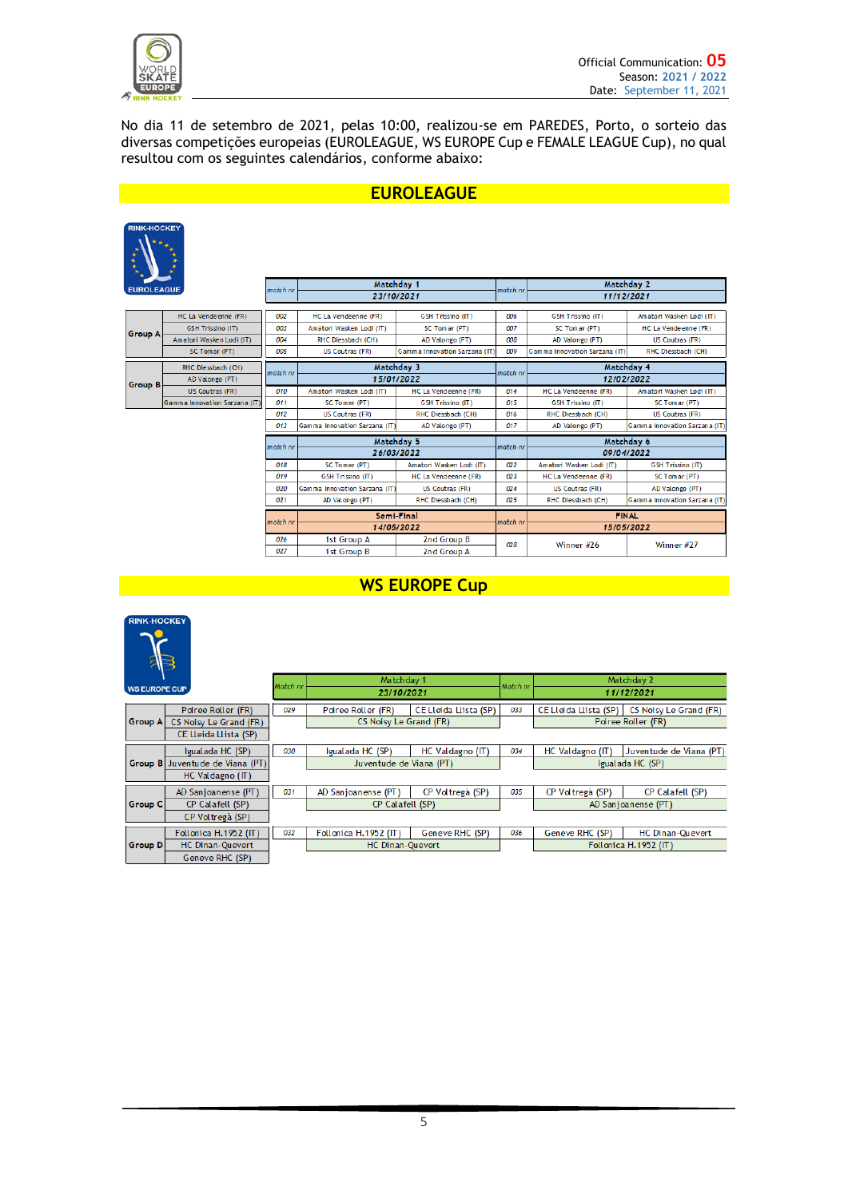Official Communication: **05**
Season: 2021 / 2022
Date: September 11, 2021

No dia 11 de setembro de 2021, pelas 10:00, realizou-se em PAREDES, Porto, o sorteio das diversas competições europeias (EUROLEAGUE, WS EUROPE Cup e FEMALE LEAGUE Cup), no qual resultou com os seguintes calendários, conforme abaixo:

## EUROLEAGUE

| Group | Team |
|---|---|
| Group A | HC La Vendeenne (FR) |
| | GSH Trissino (IT) |
| | Amatori Wasken Lodi (IT) |
| | SC Tomar (PT) |
| Group B | RHC Diessbach (CH) |
| | AD Valongo (PT) |
| | US Coutras (FR) |
| | Gamma Innovation Sarzana (IT) |

| match nr | Matchday 1 23/10/2021 | | match nr | Matchday 2 11/12/2021 | |
|---|---|---|---|---|---|
| 002 | HC La Vendeenne (FR) | GSH Trissino (IT) | 006 | GSH Trissino (IT) | Amatori Wasken Lodi (IT) |
| 003 | Amatori Wasken Lodi (IT) | SC Tomar (PT) | 007 | SC Tomar (PT) | HC La Vendeenne (FR) |
| 004 | RHC Diessbach (CH) | AD Valongo (PT) | 008 | AD Valongo (PT) | US Coutras (FR) |
| 005 | US Coutras (FR) | Gamma Innovation Sarzana (IT) | 009 | Gamma Innovation Sarzana (IT) | RHC Diessbach (CH) |

| match nr | Matchday 3 15/01/2022 | | match nr | Matchday 4 12/02/2022 | |
|---|---|---|---|---|---|
| 010 | Amatori Wasken Lodi (IT) | HC La Vendeenne (FR) | 014 | HC La Vendeenne (FR) | Amatori Wasken Lodi (IT) |
| 011 | SC Tomar (PT) | GSH Trissino (IT) | 015 | GSH Trissino (IT) | SC Tomar (PT) |
| 012 | US Coutras (FR) | RHC Diessbach (CH) | 016 | RHC Diessbach (CH) | US Coutras (FR) |
| 013 | Gamma Innovation Sarzana (IT) | AD Valongo (PT) | 017 | AD Valongo (PT) | Gamma Innovation Sarzana (IT) |

| match nr | Matchday 5 26/03/2022 | | match nr | Matchday 6 09/04/2022 | |
|---|---|---|---|---|---|
| 018 | SC Tomar (PT) | Amatori Wasken Lodi (IT) | 022 | Amatori Wasken Lodi (IT) | GSH Trissino (IT) |
| 019 | GSH Trissino (IT) | HC La Vendeenne (FR) | 023 | HC La Vendeenne (FR) | SC Tomar (PT) |
| 020 | Gamma Innovation Sarzana (IT) | US Coutras (FR) | 024 | US Coutras (FR) | AD Valongo (PT) |
| 021 | AD Valongo (PT) | RHC Diessbach (CH) | 025 | RHC Diessbach (CH) | Gamma Innovation Sarzana (IT) |

| match nr | Semi-Final 14/05/2022 | | match nr | FINAL 15/05/2022 | |
|---|---|---|---|---|---|
| 026 | 1st Group A | 2nd Group B | 028 | Winner #26 | Winner #27 |
| 027 | 1st Group B | 2nd Group A | | | |

## WS EUROPE Cup

| Group | Team |
|---|---|
| Group A | Poiree Roller (FR) |
| | CS Noisy Le Grand (FR) |
| | CE Lleida Llista (SP) |
| Group B | Igualada HC (SP) |
| | Juventude de Viana (PT) |
| | HC Valdagno (IT) |
| Group C | AD Sanjoanense (PT) |
| | CP Calafell (SP) |
| | CP Voltregà (SP) |
| Group D | Follonica H.1952 (IT) |
| | HC Dinan-Quevert |
| | Geneve RHC (SP) |

| Match nr | Matchday 1 23/10/2021 | | Match nr | Matchday 2 11/12/2021 | |
|---|---|---|---|---|---|
| 029 | Poiree Roller (FR) | CE Lleida Llista (SP) | 033 | CE Lleida Llista (SP) | CS Noisy Le Grand (FR) |
| | CS Noisy Le Grand (FR) | | | Poiree Roller (FR) | |
| 030 | Igualada HC (SP) | HC Valdagno (IT) | 034 | HC Valdagno (IT) | Juventude de Viana (PT) |
| | Juventude de Viana (PT) | | | Igualada HC (SP) | |
| 031 | AD Sanjoanense (PT) | CP Voltrega (SP) | 035 | CP Voltrega (SP) | CP Calafell (SP) |
| | CP Calafell (SP) | | | AD Sanjoanense (PT) | |
| 032 | Follonica H.1952 (IT) | Geneve RHC (SP) | 036 | Geneve RHC (SP) | HC Dinan-Quevert |
| | HC Dinan-Quevert | | | Follonica H.1952 (IT) | |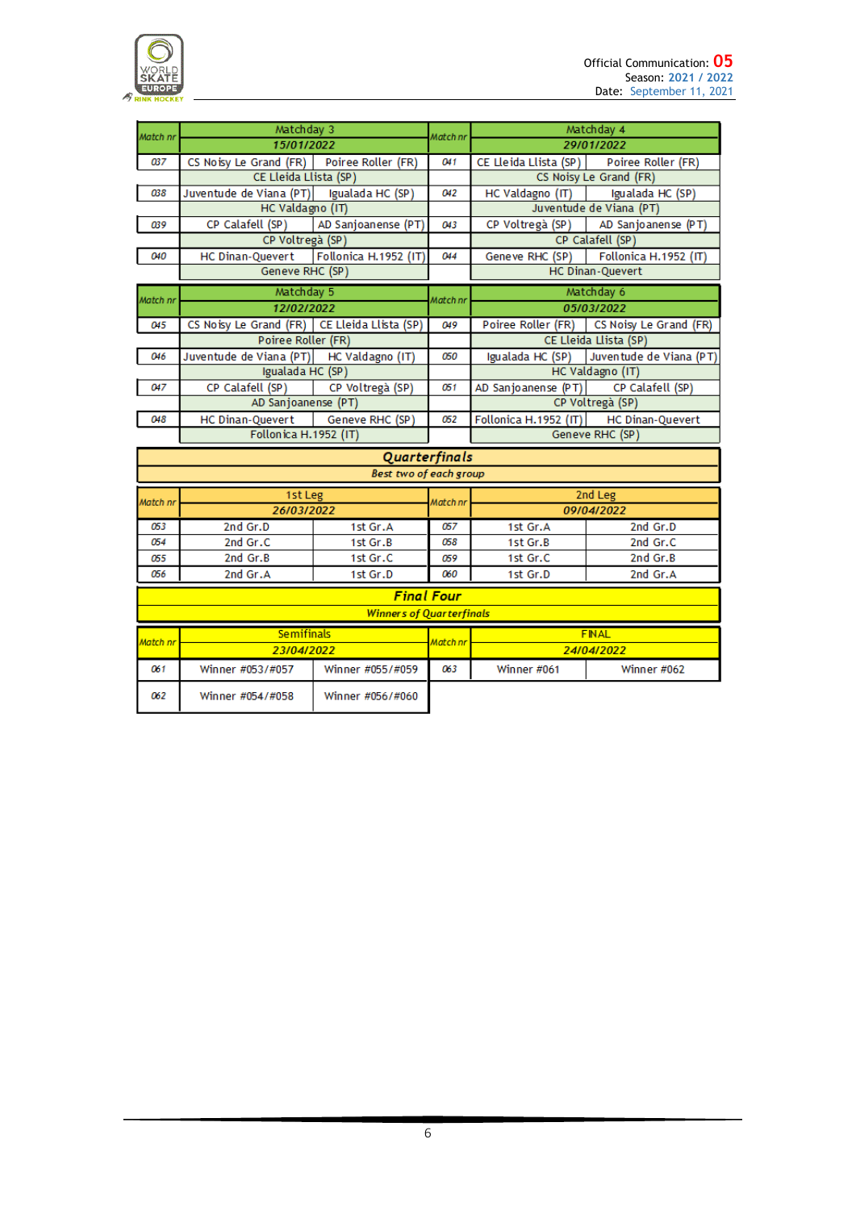Official Communication: 05
Season: 2021 / 2022
Date: September 11, 2021

| Match nr | Matchday 3 15/01/2022 | | Match nr | Matchday 4 29/01/2022 | |
|---|---|---|---|---|---|
| 037 | CS Noisy Le Grand (FR) | Poiree Roller (FR) | 041 | CE Lleida Llista (SP) | Poiree Roller (FR) |
| | CE Lleida Llista (SP) | | | CS Noisy Le Grand (FR) | |
| 038 | Juventude de Viana (PT) | Igualada HC (SP) | 042 | HC Valdagno (IT) | Igualada HC (SP) |
| | HC Valdagno (IT) | | | Juventude de Viana (PT) | |
| 039 | CP Calafell (SP) | AD Sanjoanense (PT) | 043 | CP Voltregà (SP) | AD Sanjoanense (PT) |
| | CP Voltregà (SP) | | | CP Calafell (SP) | |
| 040 | HC Dinan-Quevert | Follonica H.1952 (IT) | 044 | Geneve RHC (SP) | Follonica H.1952 (IT) |
| | Geneve RHC (SP) | | | HC Dinan-Quevert | |

| Match nr | Matchday 5 12/02/2022 | | Match nr | Matchday 6 05/03/2022 | |
|---|---|---|---|---|---|
| 045 | CS Noisy Le Grand (FR) | CE Lleida Llista (SP) | 049 | Poiree Roller (FR) | CS Noisy Le Grand (FR) |
| | Poiree Roller (FR) | | | CE Lleida Llista (SP) | |
| 046 | Juventude de Viana (PT) | HC Valdagno (IT) | 050 | Igualada HC (SP) | Juventude de Viana (PT) |
| | Igualada HC (SP) | | | HC Valdagno (IT) | |
| 047 | CP Calafell (SP) | CP Voltregà (SP) | 051 | AD Sanjoanense (PT) | CP Calafell (SP) |
| | AD Sanjoanense (PT) | | | CP Voltregà (SP) | |
| 048 | HC Dinan-Quevert | Geneve RHC (SP) | 052 | Follonica H.1952 (IT) | HC Dinan-Quevert |
| | Follonica H.1952 (IT) | | | Geneve RHC (SP) | |

## Quarterfinals

*Best two of each group*

| Match nr | 1st Leg 26/03/2022 | | Match nr | 2nd Leg 09/04/2022 | |
|---|---|---|---|---|---|
| 053 | 2nd Gr.D | 1st Gr.A | 057 | 1st Gr.A | 2nd Gr.D |
| 054 | 2nd Gr.C | 1st Gr.B | 058 | 1st Gr.B | 2nd Gr.C |
| 055 | 2nd Gr.B | 1st Gr.C | 059 | 1st Gr.C | 2nd Gr.B |
| 056 | 2nd Gr.A | 1st Gr.D | 060 | 1st Gr.D | 2nd Gr.A |

## Final Four

*Winners of Quarterfinals*

| Match nr | Semifinals 23/04/2022 | | Match nr | FINAL 24/04/2022 | |
|---|---|---|---|---|---|
| 061 | Winner #053/#057 | Winner #055/#059 | 063 | Winner #061 | Winner #062 |
| 062 | Winner #054/#058 | Winner #056/#060 | | | |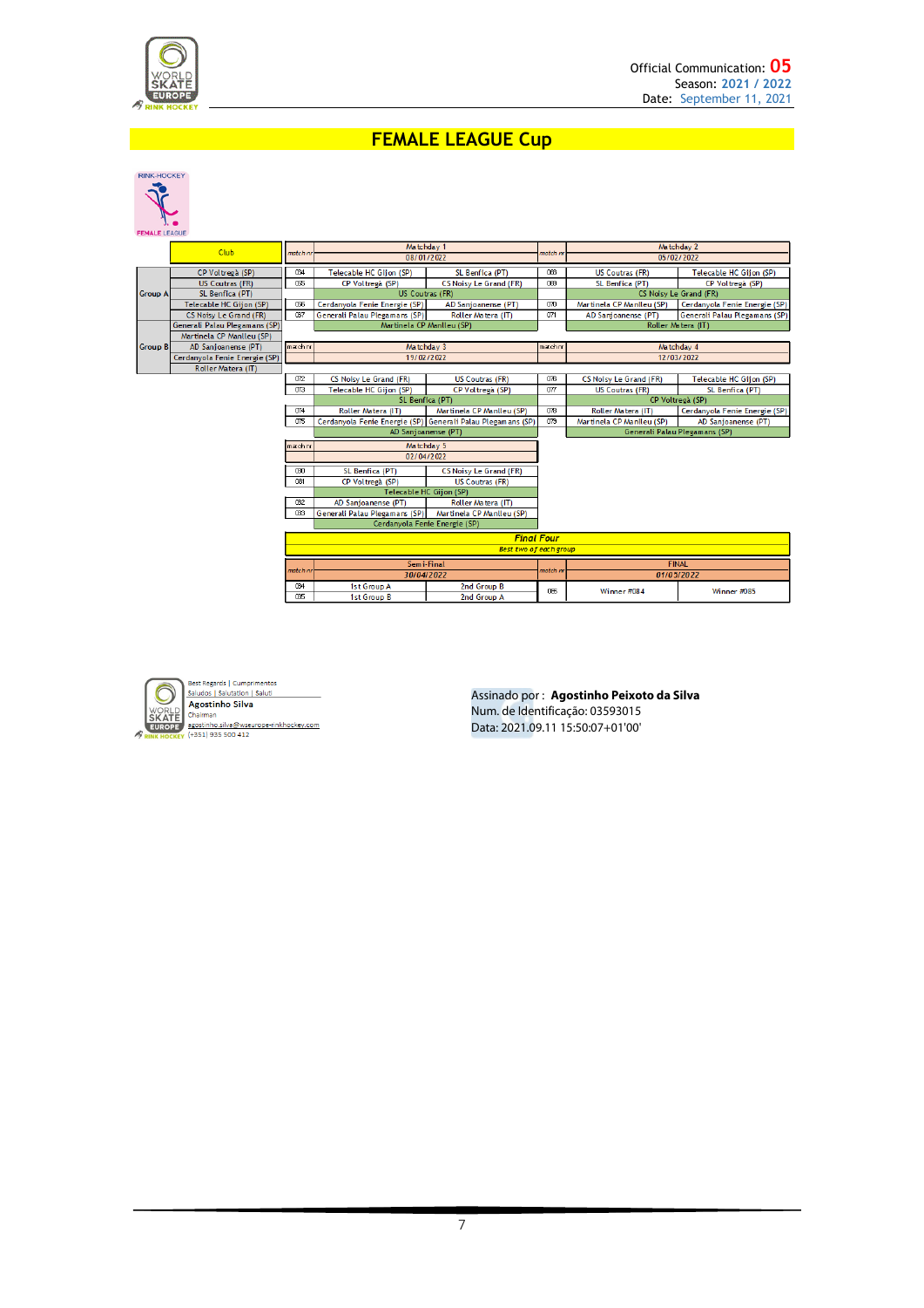Official Communication: 05
Season: 2021 / 2022
Date: September 11, 2021

# FEMALE LEAGUE Cup

| | Club |
|---|---|
| Group A | CP Voltregà (SP) |
| | US Coutras (FR) |
| | SL Benfica (PT) |
| | Telecable HC Gijon (SP) |
| | CS Noisy Le Grand (FR) |
| Group B | Generali Palau Plegamans (SP) |
| | Martinela CP Manlleu (SP) |
| | AD Sanjoanense (PT) |
| | Cerdanyola Fenie Energie (SP) |
| | Roller Matera (IT) |

| match nr | Matchday 1 — 08/01/2022 | | match nr | Matchday 2 — 05/02/2022 | |
|---|---|---|---|---|---|
| 064 | Telecable HC Gijon (SP) | SL Benfica (PT) | 068 | US Coutras (FR) | Telecable HC Gijon (SP) |
| 065 | CP Voltregà (SP) | CS Noisy Le Grand (FR) | 069 | SL Benfica (PT) | CP Voltrega (SP) |
| | US Coutras (FR) | | | CS Noisy Le Grand (FR) | |
| 066 | Cerdanyola Fenie Energie (SP) | AD Sanjoanense (PT) | 070 | Martinela CP Manlleu (SP) | Cerdanyola Fenie Energie (SP) |
| 067 | Generali Palau Plegamans (SP) | Roller Matera (IT) | 071 | AD Sanjoanense (PT) | Generali Palau Plegamans (SP) |
| | Martinela CP Manlleu (SP) | | | Roller Matera (IT) | |

| match nr | Matchday 3 — 19/02/2022 | | match nr | Matchday 4 — 12/03/2022 | |
|---|---|---|---|---|---|
| 072 | CS Noisy Le Grand (FR) | US Coutras (FR) | 076 | CS Noisy Le Grand (FR) | Telecable HC Gijon (SP) |
| 073 | Telecable HC Gijon (SP) | CP Voltrega (SP) | 077 | US Coutras (FR) | SL Benfica (PT) |
| | SL Benfica (PT) | | | CP Voltregà (SP) | |
| 074 | Roller Matera (IT) | Martinela CP Manlleu (SP) | 078 | Roller Matera (IT) | Cerdanyola Fenie Energie (SP) |
| 075 | Cerdanyola Fenie Energie (SP) | Generali Palau Plegamans (SP) | 079 | Martinela CP Manlleu (SP) | AD Sanjoanense (PT) |
| | AD Sanjoanense (PT) | | | Generali Palau Plegamans (SP) | |

| match nr | Matchday 5 — 02/04/2022 | |
|---|---|---|
| 080 | SL Benfica (PT) | CS Noisy Le Grand (FR) |
| 081 | CP Voltregà (SP) | US Coutras (FR) |
| | Telecable HC Gijon (SP) | |
| 082 | AD Sanjoanense (PT) | Roller Matera (IT) |
| 083 | Generali Palau Plegamans (SP) | Martinela CP Manlleu (SP) |
| | Cerdanyola Fenie Energie (SP) | |

**Final Four**
*Best two of each group*

| match nr | Semi-Final — 30/04/2022 | | match nr | FINAL — 01/05/2022 | |
|---|---|---|---|---|---|
| 084 | 1st Group A | 2nd Group B | 085 | Winner #084 | Winner #085 |
| 085 | 1st Group B | 2nd Group A | | | |

Best Regards | Cumprimentos
Saludos | Salutation | Saluti
**Agostinho Silva**
Chairman
agostinho.silva@wseurope-rinkhockey.com
(+351) 935 500 412

Assinado por : **Agostinho Peixoto da Silva**
Num. de Identificação: 03593015
Data: 2021.09.11 15:50:07+01'00'